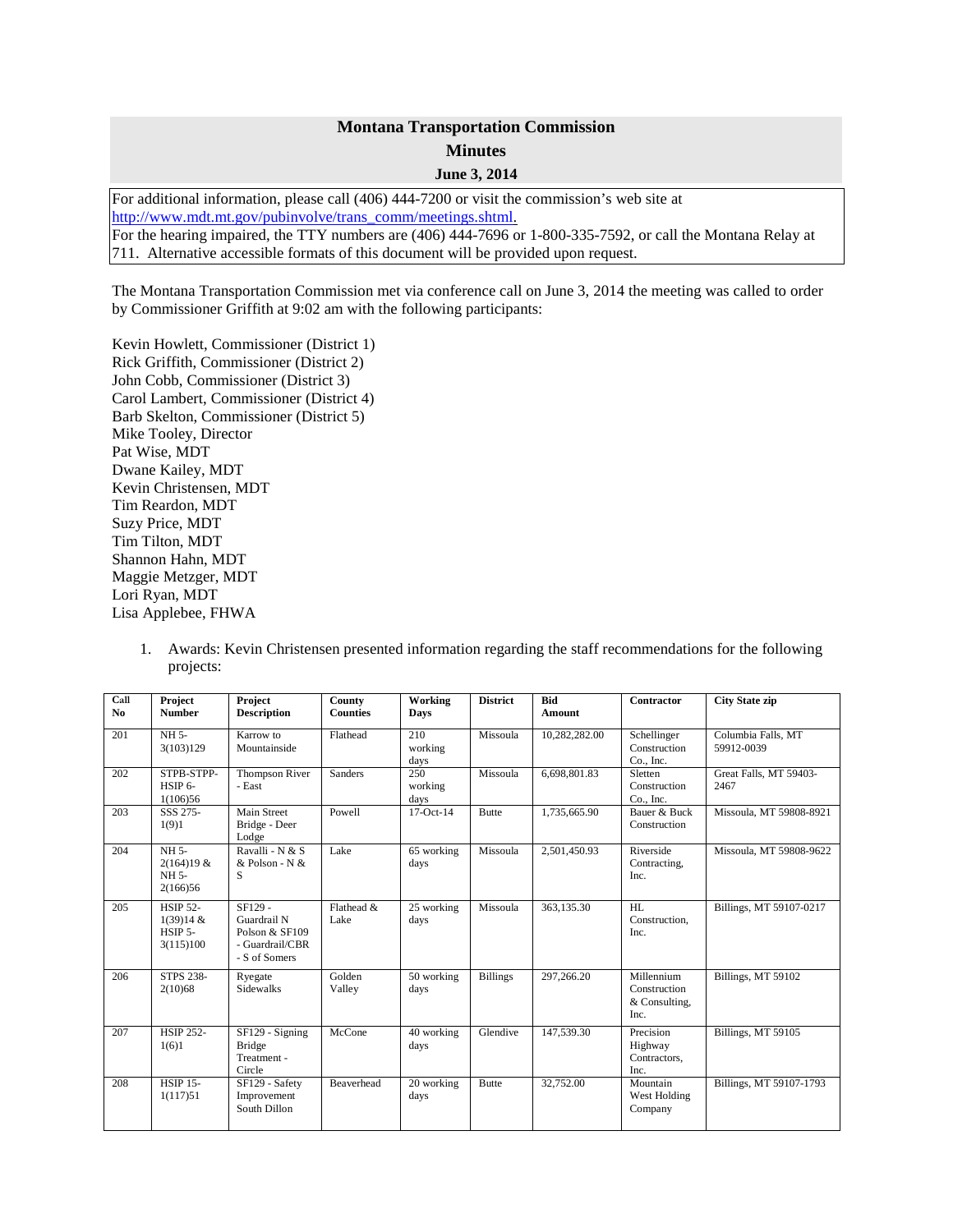# Montana Transportation Commission

## Minutes

### June 3, 2014

For additional information, please call (406) 444-7200 or visit the commission's web site at http://www.mdt.mt.gov/pubinvolve/trans_comm/meetings.shtml.
For the hearing impaired, the TTY numbers are (406) 444-7696 or 1-800-335-7592, or call the Montana Relay at 711. Alternative accessible formats of this document will be provided upon request.

The Montana Transportation Commission met via conference call on June 3, 2014 the meeting was called to order by Commissioner Griffith at 9:02 am with the following participants:

Kevin Howlett, Commissioner (District 1)
Rick Griffith, Commissioner (District 2)
John Cobb, Commissioner (District 3)
Carol Lambert, Commissioner (District 4)
Barb Skelton, Commissioner (District 5)
Mike Tooley, Director
Pat Wise, MDT
Dwane Kailey, MDT
Kevin Christensen, MDT
Tim Reardon, MDT
Suzy Price, MDT
Tim Tilton, MDT
Shannon Hahn, MDT
Maggie Metzger, MDT
Lori Ryan, MDT
Lisa Applebee, FHWA

1. Awards: Kevin Christensen presented information regarding the staff recommendations for the following projects:

| Call No | Project Number | Project Description | County Counties | Working Days | District | Bid Amount | Contractor | City State zip |
|---|---|---|---|---|---|---|---|---|
| 201 | NH 5-3(103)129 | Karrow to Mountainside | Flathead | 210 working days | Missoula | 10,282,282.00 | Schellinger Construction Co., Inc. | Columbia Falls, MT 59912-0039 |
| 202 | STPB-STPP-HSIP 6-1(106)56 | Thompson River - East | Sanders | 250 working days | Missoula | 6,698,801.83 | Sletten Construction Co., Inc. | Great Falls, MT 59403-2467 |
| 203 | SSS 275-1(9)1 | Main Street Bridge - Deer Lodge | Powell | 17-Oct-14 | Butte | 1,735,665.90 | Bauer & Buck Construction | Missoula, MT 59808-8921 |
| 204 | NH 5-2(164)19 & NH 5-2(166)56 | Ravalli - N & S & Polson - N & S | Lake | 65 working days | Missoula | 2,501,450.93 | Riverside Contracting, Inc. | Missoula, MT 59808-9622 |
| 205 | HSIP 52-1(39)14 & HSIP 5-3(115)100 | SF129 - Guardrail N Polson & SF109 - Guardrail/CBR - S of Somers | Flathead & Lake | 25 working days | Missoula | 363,135.30 | HL Construction, Inc. | Billings, MT 59107-0217 |
| 206 | STPS 238-2(10)68 | Ryegate Sidewalks | Golden Valley | 50 working days | Billings | 297,266.20 | Millennium Construction & Consulting, Inc. | Billings, MT 59102 |
| 207 | HSIP 252-1(6)1 | SF129 - Signing Bridge Treatment - Circle | McCone | 40 working days | Glendive | 147,539.30 | Precision Highway Contractors, Inc. | Billings, MT 59105 |
| 208 | HSIP 15-1(117)51 | SF129 - Safety Improvement South Dillon | Beaverhead | 20 working days | Butte | 32,752.00 | Mountain West Holding Company | Billings, MT 59107-1793 |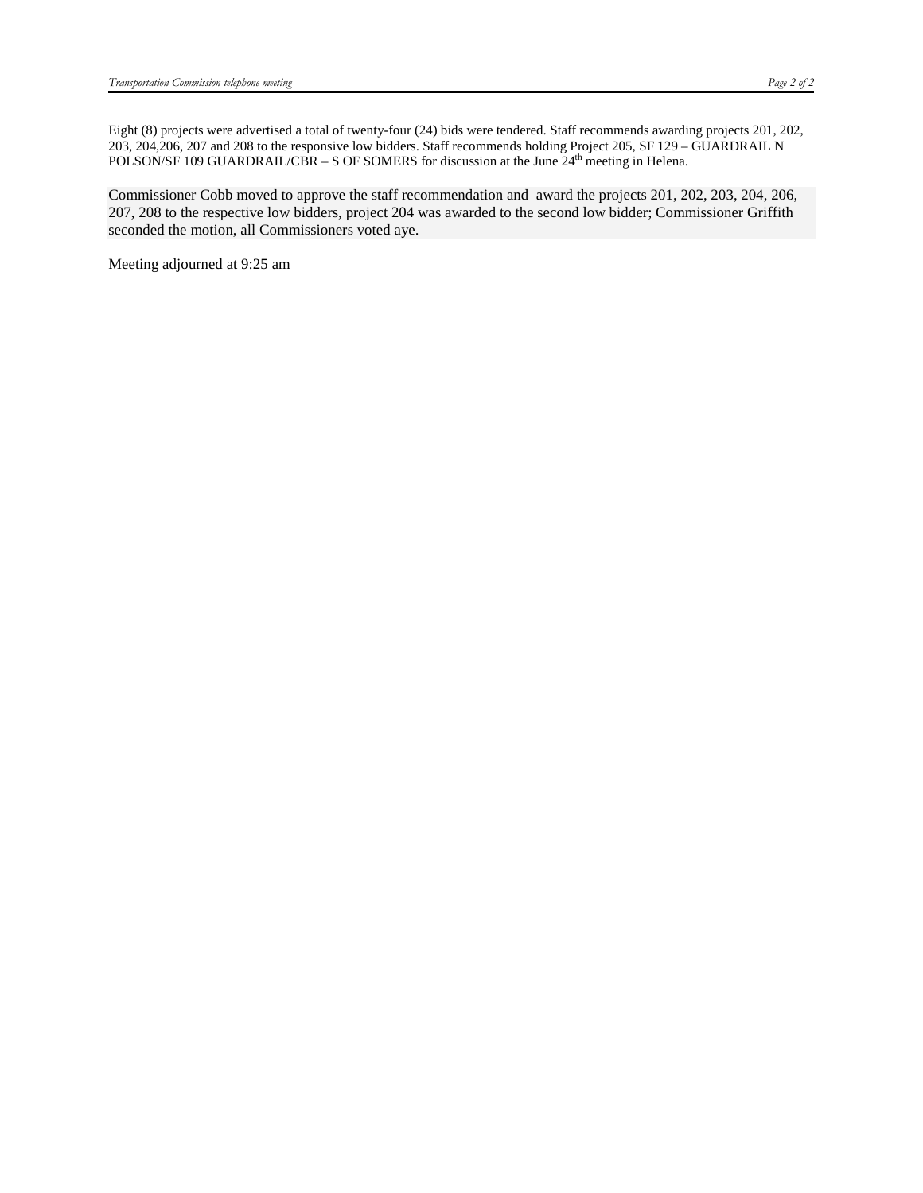Eight (8) projects were advertised a total of twenty-four (24) bids were tendered. Staff recommends awarding projects 201, 202, 203, 204,206, 207 and 208 to the responsive low bidders. Staff recommends holding Project 205, SF 129 – GUARDRAIL N POLSON/SF 109 GUARDRAIL/CBR – S OF SOMERS for discussion at the June 24th meeting in Helena.

Commissioner Cobb moved to approve the staff recommendation and award the projects 201, 202, 203, 204, 206, 207, 208 to the respective low bidders, project 204 was awarded to the second low bidder; Commissioner Griffith seconded the motion, all Commissioners voted aye.

Meeting adjourned at 9:25 am